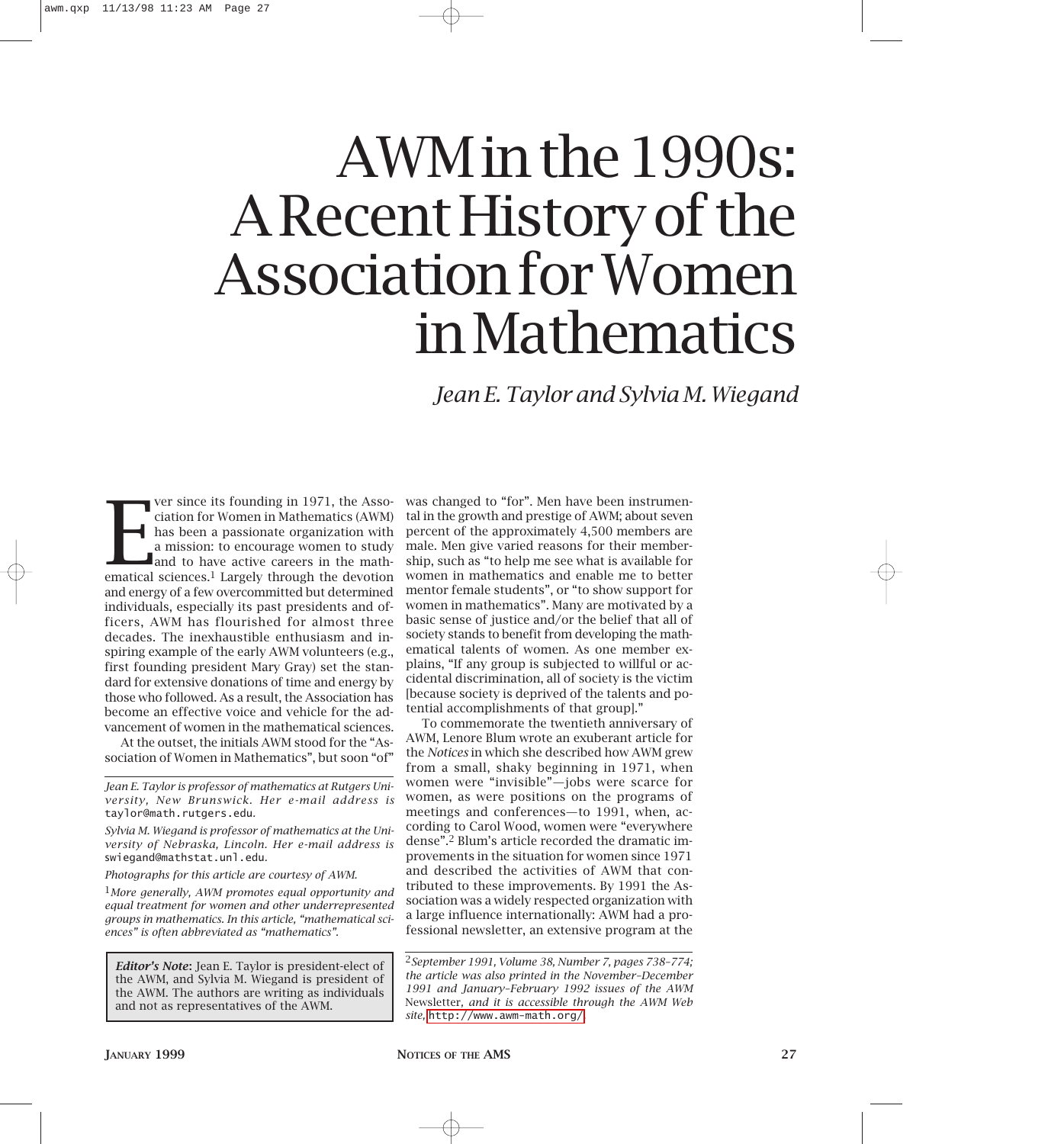# AWM in the 1990s: A Recent History of the Association for Women in Mathematics

*Jean E. Taylor and Sylvia M. Wiegand*

Ever since its founding in 1971, the Association for Women in Mathematics (AWM) has been a passionate organization with a mission: to encourage women to study and to have active careers in the mathematical sciences.[1] Largely through the devotion and energy of a few overcommitted but determined individuals, especially its past presidents and officers, AWM has flourished for almost three decades. The inexhaustible enthusiasm and inspiring example of the early AWM volunteers (e.g., first founding president Mary Gray) set the standard for extensive donations of time and energy by those who followed. As a result, the Association has become an effective voice and vehicle for the advancement of women in the mathematical sciences.

At the outset, the initials AWM stood for the "Association of Women in Mathematics", but soon "of" was changed to "for". Men have been instrumental in the growth and prestige of AWM; about seven percent of the approximately 4,500 members are male. Men give varied reasons for their membership, such as "to help me see what is available for women in mathematics and enable me to better mentor female students", or "to show support for women in mathematics". Many are motivated by a basic sense of justice and/or the belief that all of society stands to benefit from developing the mathematical talents of women. As one member explains, "If any group is subjected to willful or accidental discrimination, all of society is the victim [because society is deprived of the talents and potential accomplishments of that group]."

To commemorate the twentieth anniversary of AWM, Lenore Blum wrote an exuberant article for the *Notices* in which she described how AWM grew from a small, shaky beginning in 1971, when women were "invisible"—jobs were scarce for women, as were positions on the programs of meetings and conferences—to 1991, when, according to Carol Wood, women were "everywhere dense".[2] Blum's article recorded the dramatic improvements in the situation for women since 1971 and described the activities of AWM that contributed to these improvements. By 1991 the Association was a widely respected organization with a large influence internationally: AWM had a professional newsletter, an extensive program at the

---

*Jean E. Taylor is professor of mathematics at Rutgers University, New Brunswick. Her e-mail address is* taylor@math.rutgers.edu.

*Sylvia M. Wiegand is professor of mathematics at the University of Nebraska, Lincoln. Her e-mail address is* swiegand@mathstat.unl.edu.

*Photographs for this article are courtesy of AWM.*

[1] *More generally, AWM promotes equal opportunity and equal treatment for women and other underrepresented groups in mathematics. In this article, "mathematical sciences" is often abbreviated as "mathematics".*

[2] *September 1991, Volume 38, Number 7, pages 738–774; the article was also printed in the November–December 1991 and January–February 1992 issues of the AWM* Newsletter, *and it is accessible through the AWM Web site,* http://www.awm-math.org/

---

***Editor's Note***: Jean E. Taylor is president-elect of the AWM, and Sylvia M. Wiegand is president of the AWM. The authors are writing as individuals and not as representatives of the AWM.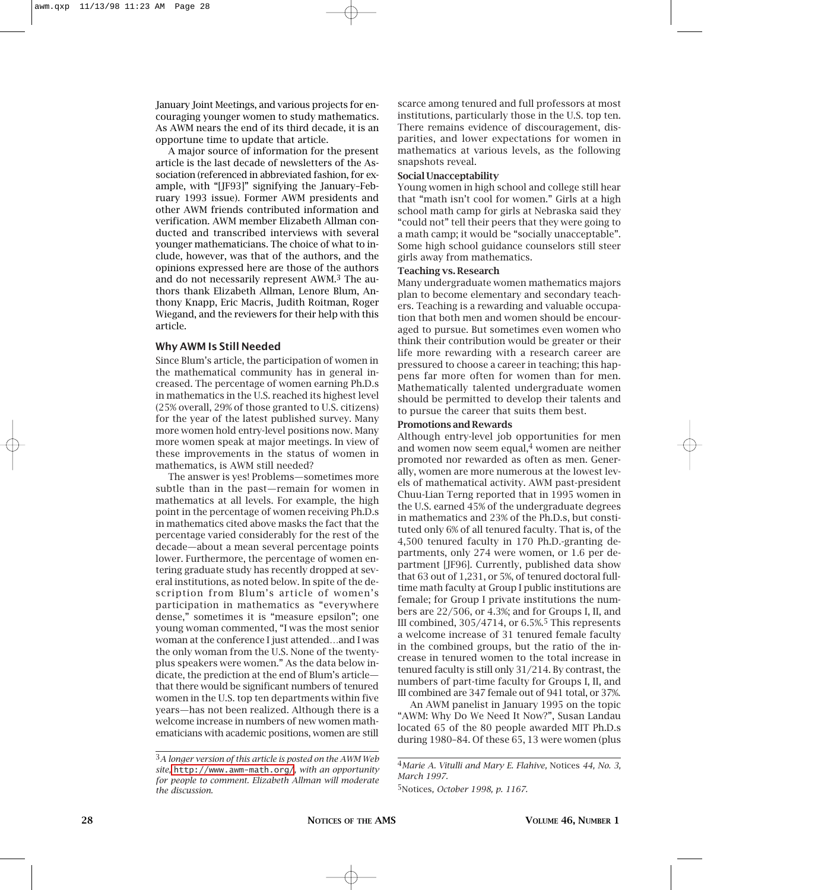January Joint Meetings, and various projects for encouraging younger women to study mathematics. As AWM nears the end of its third decade, it is an opportune time to update that article.

A major source of information for the present article is the last decade of newsletters of the Association (referenced in abbreviated fashion, for example, with "[JF93]" signifying the January–February 1993 issue). Former AWM presidents and other AWM friends contributed information and verification. AWM member Elizabeth Allman conducted and transcribed interviews with several younger mathematicians. The choice of what to include, however, was that of the authors, and the opinions expressed here are those of the authors and do not necessarily represent AWM.[3] The authors thank Elizabeth Allman, Lenore Blum, Anthony Knapp, Eric Macris, Judith Roitman, Roger Wiegand, and the reviewers for their help with this article.

## Why AWM Is Still Needed

Since Blum's article, the participation of women in the mathematical community has in general increased. The percentage of women earning Ph.D.s in mathematics in the U.S. reached its highest level (25% overall, 29% of those granted to U.S. citizens) for the year of the latest published survey. Many more women hold entry-level positions now. Many more women speak at major meetings. In view of these improvements in the status of women in mathematics, is AWM still needed?

The answer is yes! Problems—sometimes more subtle than in the past—remain for women in mathematics at all levels. For example, the high point in the percentage of women receiving Ph.D.s in mathematics cited above masks the fact that the percentage varied considerably for the rest of the decade—about a mean several percentage points lower. Furthermore, the percentage of women entering graduate study has recently dropped at several institutions, as noted below. In spite of the description from Blum's article of women's participation in mathematics as "everywhere dense," sometimes it is "measure epsilon"; one young woman commented, "I was the most senior woman at the conference I just attended…and I was the only woman from the U.S. None of the twenty-plus speakers were women." As the data below indicate, the prediction at the end of Blum's article—that there would be significant numbers of tenured women in the U.S. top ten departments within five years—has not been realized. Although there is a welcome increase in numbers of new women mathematicians with academic positions, women are still scarce among tenured and full professors at most institutions, particularly those in the U.S. top ten. There remains evidence of discouragement, disparities, and lower expectations for women in mathematics at various levels, as the following snapshots reveal.

### Social Unacceptability

Young women in high school and college still hear that "math isn't cool for women." Girls at a high school math camp for girls at Nebraska said they "could not" tell their peers that they were going to a math camp; it would be "socially unacceptable". Some high school guidance counselors still steer girls away from mathematics.

### Teaching vs. Research

Many undergraduate women mathematics majors plan to become elementary and secondary teachers. Teaching is a rewarding and valuable occupation that both men and women should be encouraged to pursue. But sometimes even women who think their contribution would be greater or their life more rewarding with a research career are pressured to choose a career in teaching; this happens far more often for women than for men. Mathematically talented undergraduate women should be permitted to develop their talents and to pursue the career that suits them best.

### Promotions and Rewards

Although entry-level job opportunities for men and women now seem equal,[4] women are neither promoted nor rewarded as often as men. Generally, women are more numerous at the lowest levels of mathematical activity. AWM past-president Chuu-Lian Terng reported that in 1995 women in the U.S. earned 45% of the undergraduate degrees in mathematics and 23% of the Ph.D.s, but constituted only 6% of all tenured faculty. That is, of the 4,500 tenured faculty in 170 Ph.D.-granting departments, only 274 were women, or 1.6 per department [JF96]. Currently, published data show that 63 out of 1,231, or 5%, of tenured doctoral full-time math faculty at Group I public institutions are female; for Group I private institutions the numbers are 22/506, or 4.3%; and for Groups I, II, and III combined, 305/4714, or 6.5%.[5] This represents a welcome increase of 31 tenured female faculty in the combined groups, but the ratio of the increase in tenured women to the total increase in tenured faculty is still only 31/214. By contrast, the numbers of part-time faculty for Groups I, II, and III combined are 347 female out of 941 total, or 37%.

An AWM panelist in January 1995 on the topic "AWM: Why Do We Need It Now?", Susan Landau located 65 of the 80 people awarded MIT Ph.D.s during 1980–84. Of these 65, 13 were women (plus

---

[3] *A longer version of this article is posted on the AWM Web site, http://www.awm-math.org/, with an opportunity for people to comment. Elizabeth Allman will moderate the discussion.*

[4] *Marie A. Vitulli and Mary E. Flahive,* Notices *44, No. 3, March 1997.*

[5] Notices*, October 1998, p. 1167.*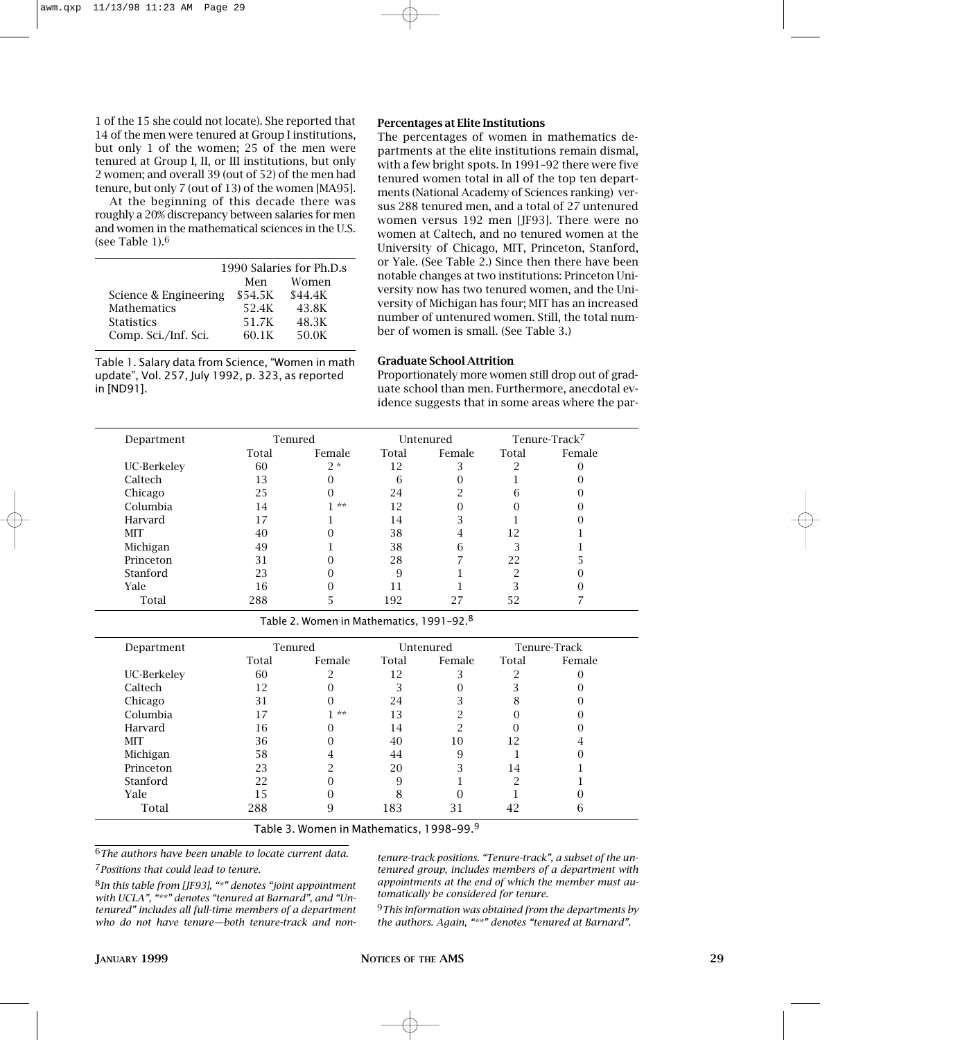1 of the 15 she could not locate). She reported that 14 of the men were tenured at Group I institutions, but only 1 of the women; 25 of the men were tenured at Group I, II, or III institutions, but only 2 women; and overall 39 (out of 52) of the men had tenure, but only 7 (out of 13) of the women [MA95].

At the beginning of this decade there was roughly a 20% discrepancy between salaries for men and women in the mathematical sciences in the U.S. (see Table 1).[6]

| | 1990 Salaries for Ph.D.s | |
|---|---|---|
| | Men | Women |
| Science & Engineering | $54.5K | $44.4K |
| Mathematics | 52.4K | 43.8K |
| Statistics | 51.7K | 48.3K |
| Comp. Sci./Inf. Sci. | 60.1K | 50.0K |

Table 1. Salary data from Science, "Women in math update", Vol. 257, July 1992, p. 323, as reported in [ND91].

### Percentages at Elite Institutions

The percentages of women in mathematics departments at the elite institutions remain dismal, with a few bright spots. In 1991–92 there were five tenured women total in all of the top ten departments (National Academy of Sciences ranking) versus 288 tenured men, and a total of 27 untenured women versus 192 men [JF93]. There were no women at Caltech, and no tenured women at the University of Chicago, MIT, Princeton, Stanford, or Yale. (See Table 2.) Since then there have been notable changes at two institutions: Princeton University now has two tenured women, and the University of Michigan has four; MIT has an increased number of untenured women. Still, the total number of women is small. (See Table 3.)

### Graduate School Attrition

Proportionately more women still drop out of graduate school than men. Furthermore, anecdotal evidence suggests that in some areas where the par-

| Department | Tenured | | Untenured | | Tenure-Track[7] | |
|---|---|---|---|---|---|---|
| | Total | Female | Total | Female | Total | Female |
| UC-Berkeley | 60 | 2 * | 12 | 3 | 2 | 0 |
| Caltech | 13 | 0 | 6 | 0 | 1 | 0 |
| Chicago | 25 | 0 | 24 | 2 | 6 | 0 |
| Columbia | 14 | 1 ** | 12 | 0 | 0 | 0 |
| Harvard | 17 | 1 | 14 | 3 | 1 | 0 |
| MIT | 40 | 0 | 38 | 4 | 12 | 1 |
| Michigan | 49 | 1 | 38 | 6 | 3 | 1 |
| Princeton | 31 | 0 | 28 | 7 | 22 | 5 |
| Stanford | 23 | 0 | 9 | 1 | 2 | 0 |
| Yale | 16 | 0 | 11 | 1 | 3 | 0 |
| Total | 288 | 5 | 192 | 27 | 52 | 7 |

Table 2. Women in Mathematics, 1991–92.[8]

| Department | Tenured | | Untenured | | Tenure-Track | |
|---|---|---|---|---|---|---|
| | Total | Female | Total | Female | Total | Female |
| UC-Berkeley | 60 | 2 | 12 | 3 | 2 | 0 |
| Caltech | 12 | 0 | 3 | 0 | 3 | 0 |
| Chicago | 31 | 0 | 24 | 3 | 8 | 0 |
| Columbia | 17 | 1 ** | 13 | 2 | 0 | 0 |
| Harvard | 16 | 0 | 14 | 2 | 0 | 0 |
| MIT | 36 | 0 | 40 | 10 | 12 | 4 |
| Michigan | 58 | 4 | 44 | 9 | 1 | 0 |
| Princeton | 23 | 2 | 20 | 3 | 14 | 1 |
| Stanford | 22 | 0 | 9 | 1 | 2 | 1 |
| Yale | 15 | 0 | 8 | 0 | 1 | 0 |
| Total | 288 | 9 | 183 | 31 | 42 | 6 |

Table 3. Women in Mathematics, 1998–99.[9]

[6] *The authors have been unable to locate current data.*

[7] *Positions that could lead to tenure.*

[8] *In this table from [JF93], "*" denotes "joint appointment with UCLA", "**" denotes "tenured at Barnard", and "Untenured" includes all full-time members of a department who do not have tenure—both tenure-track and non-tenure-track positions. "Tenure-track", a subset of the untenured group, includes members of a department with appointments at the end of which the member must automatically be considered for tenure.*

[9] *This information was obtained from the departments by the authors. Again, "**" denotes "tenured at Barnard".*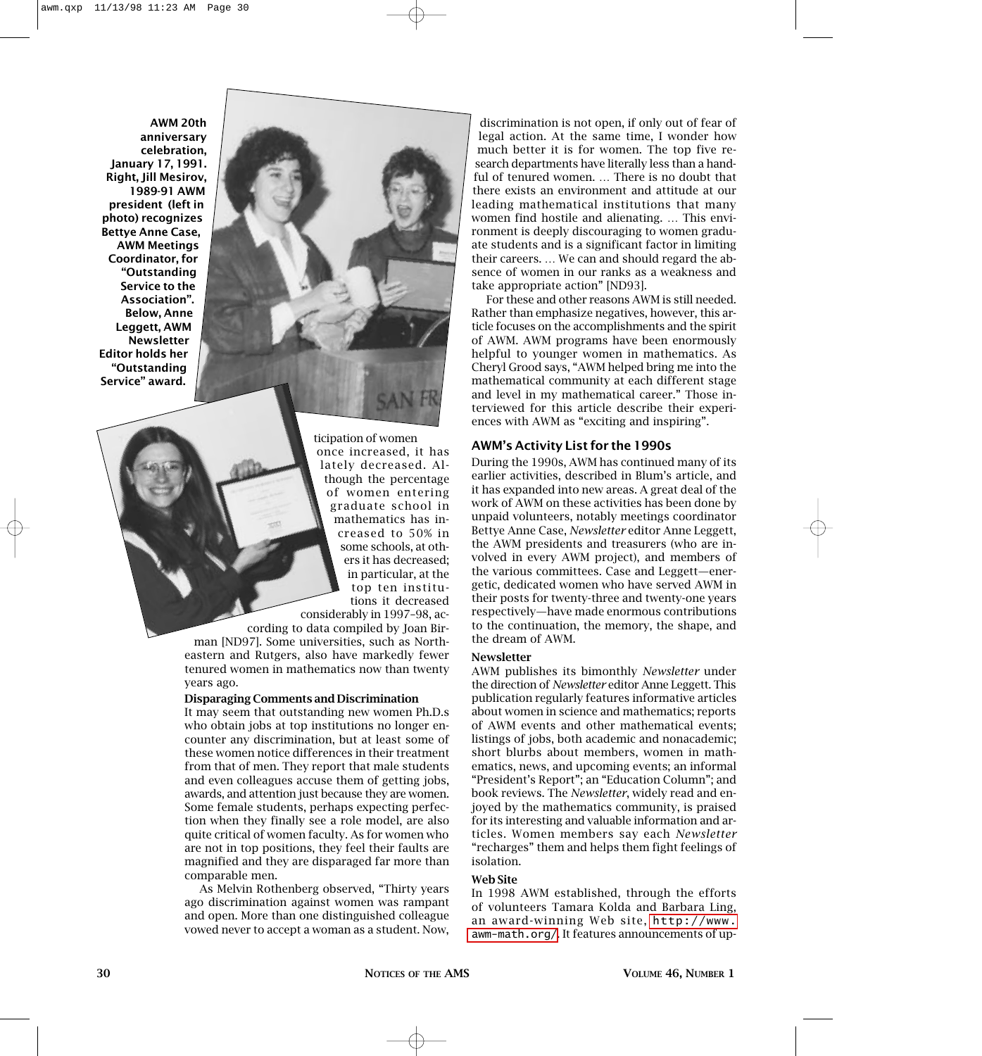AWM 20th anniversary celebration, January 17, 1991. Right, Jill Mesirov, 1989-91 AWM president (left in photo) recognizes Bettye Anne Case, AWM Meetings Coordinator, for "Outstanding Service to the Association". Below, Anne Leggett, AWM Newsletter Editor holds her "Outstanding Service" award.

ticipation of women once increased, it has lately decreased. Although the percentage of women entering graduate school in mathematics has increased to 50% in some schools, at others it has decreased; in particular, at the top ten institutions it decreased considerably in 1997–98, according to data compiled by Joan Birman [ND97]. Some universities, such as Northeastern and Rutgers, also have markedly fewer tenured women in mathematics now than twenty years ago.

**Disparaging Comments and Discrimination**

It may seem that outstanding new women Ph.D.s who obtain jobs at top institutions no longer encounter any discrimination, but at least some of these women notice differences in their treatment from that of men. They report that male students and even colleagues accuse them of getting jobs, awards, and attention just because they are women. Some female students, perhaps expecting perfection when they finally see a role model, are also quite critical of women faculty. As for women who are not in top positions, they feel their faults are magnified and they are disparaged far more than comparable men.

As Melvin Rothenberg observed, "Thirty years ago discrimination against women was rampant and open. More than one distinguished colleague vowed never to accept a woman as a student. Now, discrimination is not open, if only out of fear of legal action. At the same time, I wonder how much better it is for women. The top five research departments have literally less than a handful of tenured women. … There is no doubt that there exists an environment and attitude at our leading mathematical institutions that many women find hostile and alienating. … This environment is deeply discouraging to women graduate students and is a significant factor in limiting their careers. … We can and should regard the absence of women in our ranks as a weakness and take appropriate action" [ND93].

For these and other reasons AWM is still needed. Rather than emphasize negatives, however, this article focuses on the accomplishments and the spirit of AWM. AWM programs have been enormously helpful to younger women in mathematics. As Cheryl Grood says, "AWM helped bring me into the mathematical community at each different stage and level in my mathematical career." Those interviewed for this article describe their experiences with AWM as "exciting and inspiring".

## AWM's Activity List for the 1990s

During the 1990s, AWM has continued many of its earlier activities, described in Blum's article, and it has expanded into new areas. A great deal of the work of AWM on these activities has been done by unpaid volunteers, notably meetings coordinator Bettye Anne Case, *Newsletter* editor Anne Leggett, the AWM presidents and treasurers (who are involved in every AWM project), and members of the various committees. Case and Leggett—energetic, dedicated women who have served AWM in their posts for twenty-three and twenty-one years respectively—have made enormous contributions to the continuation, the memory, the shape, and the dream of AWM.

### Newsletter

AWM publishes its bimonthly *Newsletter* under the direction of *Newsletter* editor Anne Leggett. This publication regularly features informative articles about women in science and mathematics; reports of AWM events and other mathematical events; listings of jobs, both academic and nonacademic; short blurbs about members, women in mathematics, news, and upcoming events; an informal "President's Report"; an "Education Column"; and book reviews. The *Newsletter*, widely read and enjoyed by the mathematics community, is praised for its interesting and valuable information and articles. Women members say each *Newsletter* "recharges" them and helps them fight feelings of isolation.

### Web Site

In 1998 AWM established, through the efforts of volunteers Tamara Kolda and Barbara Ling, an award-winning Web site, http://www.awm-math.org/. It features announcements of up-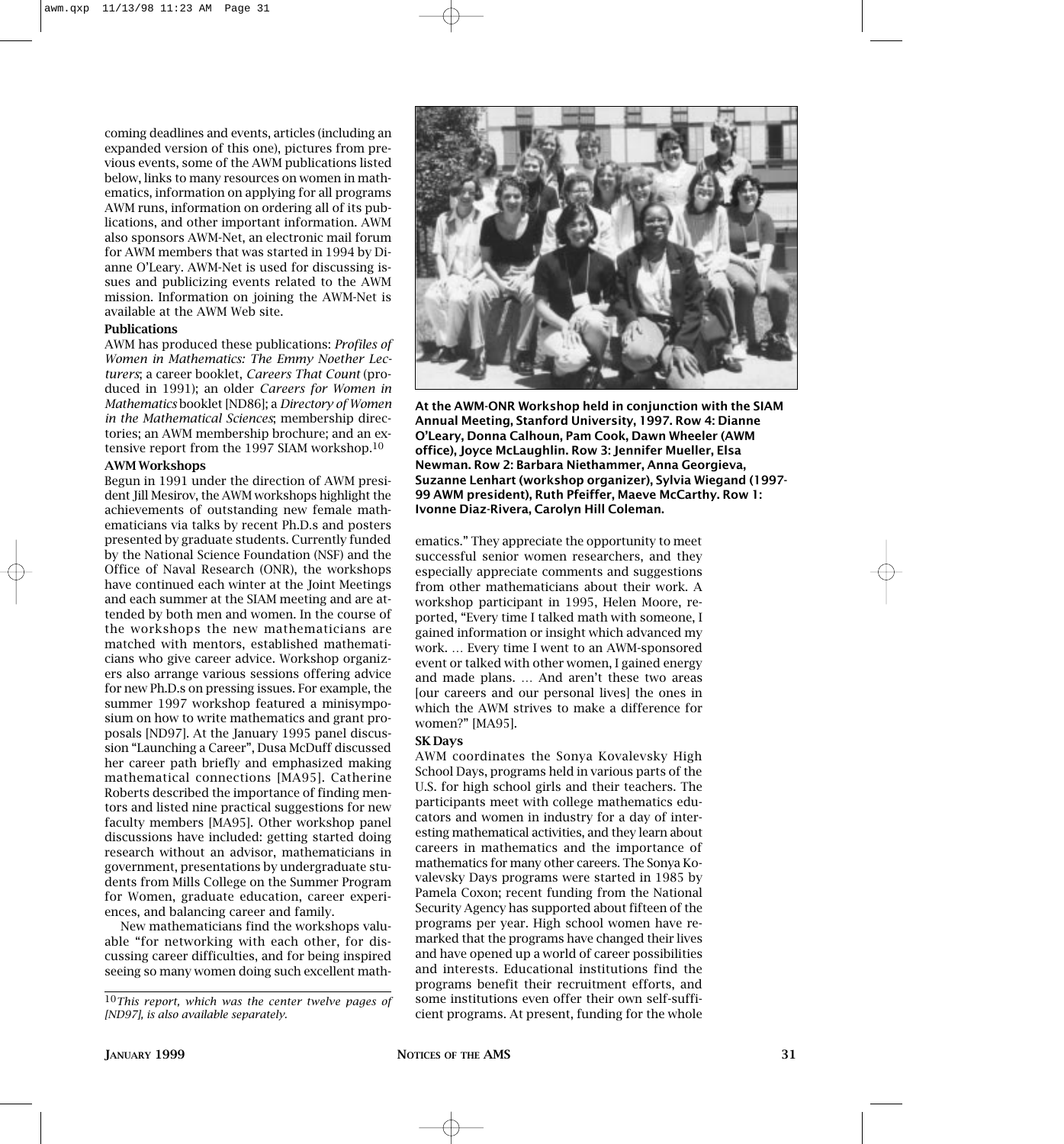coming deadlines and events, articles (including an expanded version of this one), pictures from previous events, some of the AWM publications listed below, links to many resources on women in mathematics, information on applying for all programs AWM runs, information on ordering all of its publications, and other important information. AWM also sponsors AWM-Net, an electronic mail forum for AWM members that was started in 1994 by Dianne O'Leary. AWM-Net is used for discussing issues and publicizing events related to the AWM mission. Information on joining the AWM-Net is available at the AWM Web site.

**Publications**

AWM has produced these publications: *Profiles of Women in Mathematics: The Emmy Noether Lecturers*; a career booklet, *Careers That Count* (produced in 1991); an older *Careers for Women in Mathematics* booklet [ND86]; a *Directory of Women in the Mathematical Sciences*; membership directories; an AWM membership brochure; and an extensive report from the 1997 SIAM workshop.[10]

**AWM Workshops**

Begun in 1991 under the direction of AWM president Jill Mesirov, the AWM workshops highlight the achievements of outstanding new female mathematicians via talks by recent Ph.D.s and posters presented by graduate students. Currently funded by the National Science Foundation (NSF) and the Office of Naval Research (ONR), the workshops have continued each winter at the Joint Meetings and each summer at the SIAM meeting and are attended by both men and women. In the course of the workshops the new mathematicians are matched with mentors, established mathematicians who give career advice. Workshop organizers also arrange various sessions offering advice for new Ph.D.s on pressing issues. For example, the summer 1997 workshop featured a minisymposium on how to write mathematics and grant proposals [ND97]. At the January 1995 panel discussion "Launching a Career", Dusa McDuff discussed her career path briefly and emphasized making mathematical connections [MA95]. Catherine Roberts described the importance of finding mentors and listed nine practical suggestions for new faculty members [MA95]. Other workshop panel discussions have included: getting started doing research without an advisor, mathematicians in government, presentations by undergraduate students from Mills College on the Summer Program for Women, graduate education, career experiences, and balancing career and family.

New mathematicians find the workshops valuable "for networking with each other, for discussing career difficulties, and for being inspired seeing so many women doing such excellent mathematics." They appreciate the opportunity to meet successful senior women researchers, and they especially appreciate comments and suggestions from other mathematicians about their work. A workshop participant in 1995, Helen Moore, reported, "Every time I talked math with someone, I gained information or insight which advanced my work. … Every time I went to an AWM-sponsored event or talked with other women, I gained energy and made plans. … And aren't these two areas [our careers and our personal lives] the ones in which the AWM strives to make a difference for women?" [MA95].

**At the AWM-ONR Workshop held in conjunction with the SIAM Annual Meeting, Stanford University, 1997. Row 4: Dianne O'Leary, Donna Calhoun, Pam Cook, Dawn Wheeler (AWM office), Joyce McLaughlin. Row 3: Jennifer Mueller, Elsa Newman. Row 2: Barbara Niethammer, Anna Georgieva, Suzanne Lenhart (workshop organizer), Sylvia Wiegand (1997-99 AWM president), Ruth Pfeiffer, Maeve McCarthy. Row 1: Ivonne Diaz-Rivera, Carolyn Hill Coleman.**

**SK Days**

AWM coordinates the Sonya Kovalevsky High School Days, programs held in various parts of the U.S. for high school girls and their teachers. The participants meet with college mathematics educators and women in industry for a day of interesting mathematical activities, and they learn about careers in mathematics and the importance of mathematics for many other careers. The Sonya Kovalevsky Days programs were started in 1985 by Pamela Coxon; recent funding from the National Security Agency has supported about fifteen of the programs per year. High school women have remarked that the programs have changed their lives and have opened up a world of career possibilities and interests. Educational institutions find the programs benefit their recruitment efforts, and some institutions even offer their own self-sufficient programs. At present, funding for the whole

[10] *This report, which was the center twelve pages of [ND97], is also available separately.*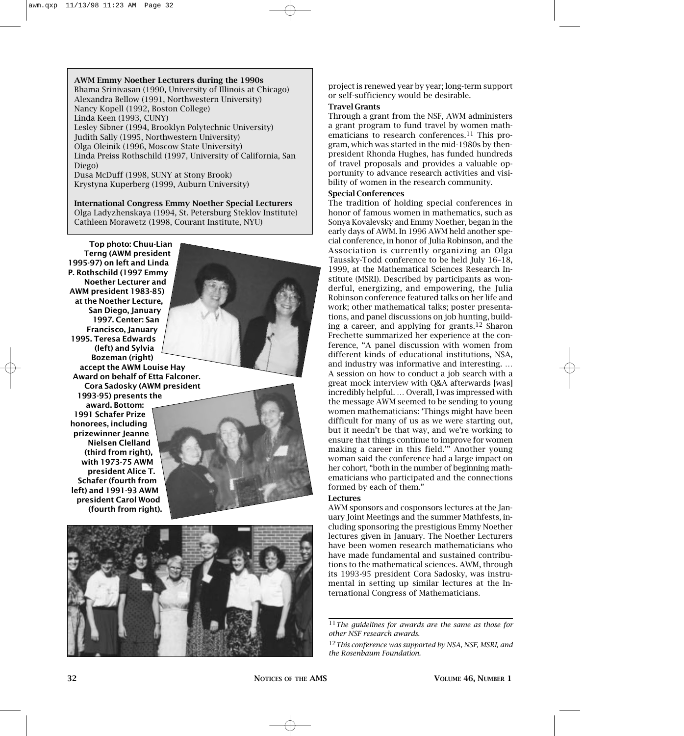**AWM Emmy Noether Lecturers during the 1990s**

Bhama Srinivasan (1990, University of Illinois at Chicago)
Alexandra Bellow (1991, Northwestern University)
Nancy Kopell (1992, Boston College)
Linda Keen (1993, CUNY)
Lesley Sibner (1994, Brooklyn Polytechnic University)
Judith Sally (1995, Northwestern University)
Olga Oleinik (1996, Moscow State University)
Linda Preiss Rothschild (1997, University of California, San Diego)
Dusa McDuff (1998, SUNY at Stony Brook)
Krystyna Kuperberg (1999, Auburn University)

**International Congress Emmy Noether Special Lecturers**

Olga Ladyzhenskaya (1994, St. Petersburg Steklov Institute)
Cathleen Morawetz (1998, Courant Institute, NYU)

**Top photo: Chuu-Lian Terng (AWM president 1995-97) on left and Linda P. Rothschild (1997 Emmy Noether Lecturer and AWM president 1983-85) at the Noether Lecture, San Diego, January 1997. Center: San Francisco, January 1995. Teresa Edwards (left) and Sylvia Bozeman (right) accept the AWM Louise Hay Award on behalf of Etta Falconer. Cora Sadosky (AWM president 1993-95) presents the award. Bottom: 1991 Schafer Prize honorees, including prizewinner Jeanne Nielsen Clelland (third from right), with 1973-75 AWM president Alice T. Schafer (fourth from left) and 1991-93 AWM president Carol Wood (fourth from right).**

project is renewed year by year; long-term support or self-sufficiency would be desirable.

**Travel Grants**

Through a grant from the NSF, AWM administers a grant program to fund travel by women mathematicians to research conferences.[11] This program, which was started in the mid-1980s by then-president Rhonda Hughes, has funded hundreds of travel proposals and provides a valuable opportunity to advance research activities and visibility of women in the research community.

**Special Conferences**

The tradition of holding special conferences in honor of famous women in mathematics, such as Sonya Kovalevsky and Emmy Noether, began in the early days of AWM. In 1996 AWM held another special conference, in honor of Julia Robinson, and the Association is currently organizing an Olga Taussky-Todd conference to be held July 16–18, 1999, at the Mathematical Sciences Research Institute (MSRI). Described by participants as wonderful, energizing, and empowering, the Julia Robinson conference featured talks on her life and work; other mathematical talks; poster presentations, and panel discussions on job hunting, building a career, and applying for grants.[12] Sharon Frechette summarized her experience at the conference, "A panel discussion with women from different kinds of educational institutions, NSA, and industry was informative and interesting. … A session on how to conduct a job search with a great mock interview with Q&A afterwards [was] incredibly helpful. … Overall, I was impressed with the message AWM seemed to be sending to young women mathematicians: 'Things might have been difficult for many of us as we were starting out, but it needn't be that way, and we're working to ensure that things continue to improve for women making a career in this field.'" Another young woman said the conference had a large impact on her cohort, "both in the number of beginning mathematicians who participated and the connections formed by each of them."

**Lectures**

AWM sponsors and cosponsors lectures at the January Joint Meetings and the summer Mathfests, including sponsoring the prestigious Emmy Noether lectures given in January. The Noether Lecturers have been women research mathematicians who have made fundamental and sustained contributions to the mathematical sciences. AWM, through its 1993-95 president Cora Sadosky, was instrumental in setting up similar lectures at the International Congress of Mathematicians.

---

[11] *The guidelines for awards are the same as those for other NSF research awards.*

[12] *This conference was supported by NSA, NSF, MSRI, and the Rosenbaum Foundation.*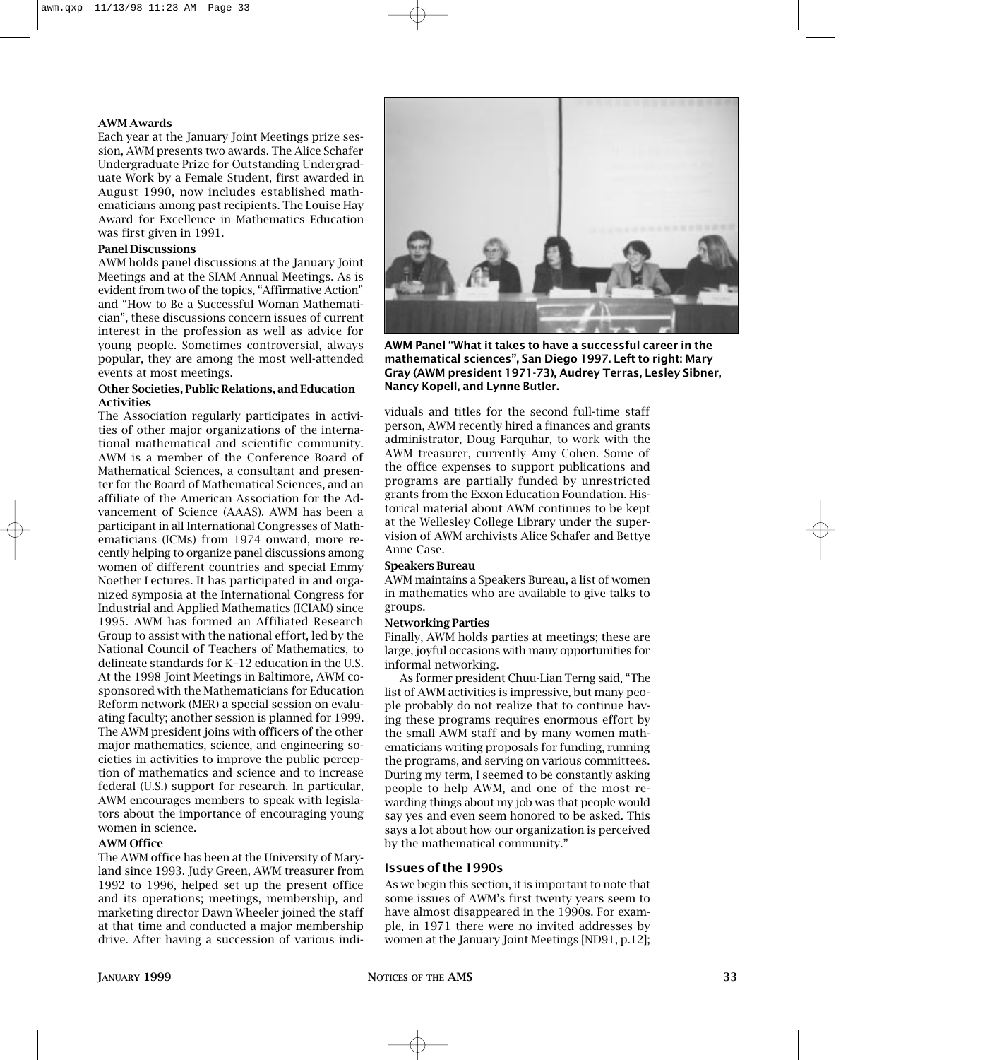### AWM Awards

Each year at the January Joint Meetings prize session, AWM presents two awards. The Alice Schafer Undergraduate Prize for Outstanding Undergraduate Work by a Female Student, first awarded in August 1990, now includes established mathematicians among past recipients. The Louise Hay Award for Excellence in Mathematics Education was first given in 1991.

### Panel Discussions

AWM holds panel discussions at the January Joint Meetings and at the SIAM Annual Meetings. As is evident from two of the topics, "Affirmative Action" and "How to Be a Successful Woman Mathematician", these discussions concern issues of current interest in the profession as well as advice for young people. Sometimes controversial, always popular, they are among the most well-attended events at most meetings.

### Other Societies, Public Relations, and Education Activities

The Association regularly participates in activities of other major organizations of the international mathematical and scientific community. AWM is a member of the Conference Board of Mathematical Sciences, a consultant and presenter for the Board of Mathematical Sciences, and an affiliate of the American Association for the Advancement of Science (AAAS). AWM has been a participant in all International Congresses of Mathematicians (ICMs) from 1974 onward, more recently helping to organize panel discussions among women of different countries and special Emmy Noether Lectures. It has participated in and organized symposia at the International Congress for Industrial and Applied Mathematics (ICIAM) since 1995. AWM has formed an Affiliated Research Group to assist with the national effort, led by the National Council of Teachers of Mathematics, to delineate standards for K–12 education in the U.S. At the 1998 Joint Meetings in Baltimore, AWM cosponsored with the Mathematicians for Education Reform network (MER) a special session on evaluating faculty; another session is planned for 1999. The AWM president joins with officers of the other major mathematics, science, and engineering societies in activities to improve the public perception of mathematics and science and to increase federal (U.S.) support for research. In particular, AWM encourages members to speak with legislators about the importance of encouraging young women in science.

### AWM Office

The AWM office has been at the University of Maryland since 1993. Judy Green, AWM treasurer from 1992 to 1996, helped set up the present office and its operations; meetings, membership, and marketing director Dawn Wheeler joined the staff at that time and conducted a major membership drive. After having a succession of various individuals and titles for the second full-time staff person, AWM recently hired a finances and grants administrator, Doug Farquhar, to work with the AWM treasurer, currently Amy Cohen. Some of the office expenses to support publications and programs are partially funded by unrestricted grants from the Exxon Education Foundation. Historical material about AWM continues to be kept at the Wellesley College Library under the supervision of AWM archivists Alice Schafer and Bettye Anne Case.

**AWM Panel "What it takes to have a successful career in the mathematical sciences", San Diego 1997. Left to right: Mary Gray (AWM president 1971-73), Audrey Terras, Lesley Sibner, Nancy Kopell, and Lynne Butler.**

### Speakers Bureau

AWM maintains a Speakers Bureau, a list of women in mathematics who are available to give talks to groups.

### Networking Parties

Finally, AWM holds parties at meetings; these are large, joyful occasions with many opportunities for informal networking.

As former president Chuu-Lian Terng said, "The list of AWM activities is impressive, but many people probably do not realize that to continue having these programs requires enormous effort by the small AWM staff and by many women mathematicians writing proposals for funding, running the programs, and serving on various committees. During my term, I seemed to be constantly asking people to help AWM, and one of the most rewarding things about my job was that people would say yes and even seem honored to be asked. This says a lot about how our organization is perceived by the mathematical community."

## Issues of the 1990s

As we begin this section, it is important to note that some issues of AWM's first twenty years seem to have almost disappeared in the 1990s. For example, in 1971 there were no invited addresses by women at the January Joint Meetings [ND91, p.12];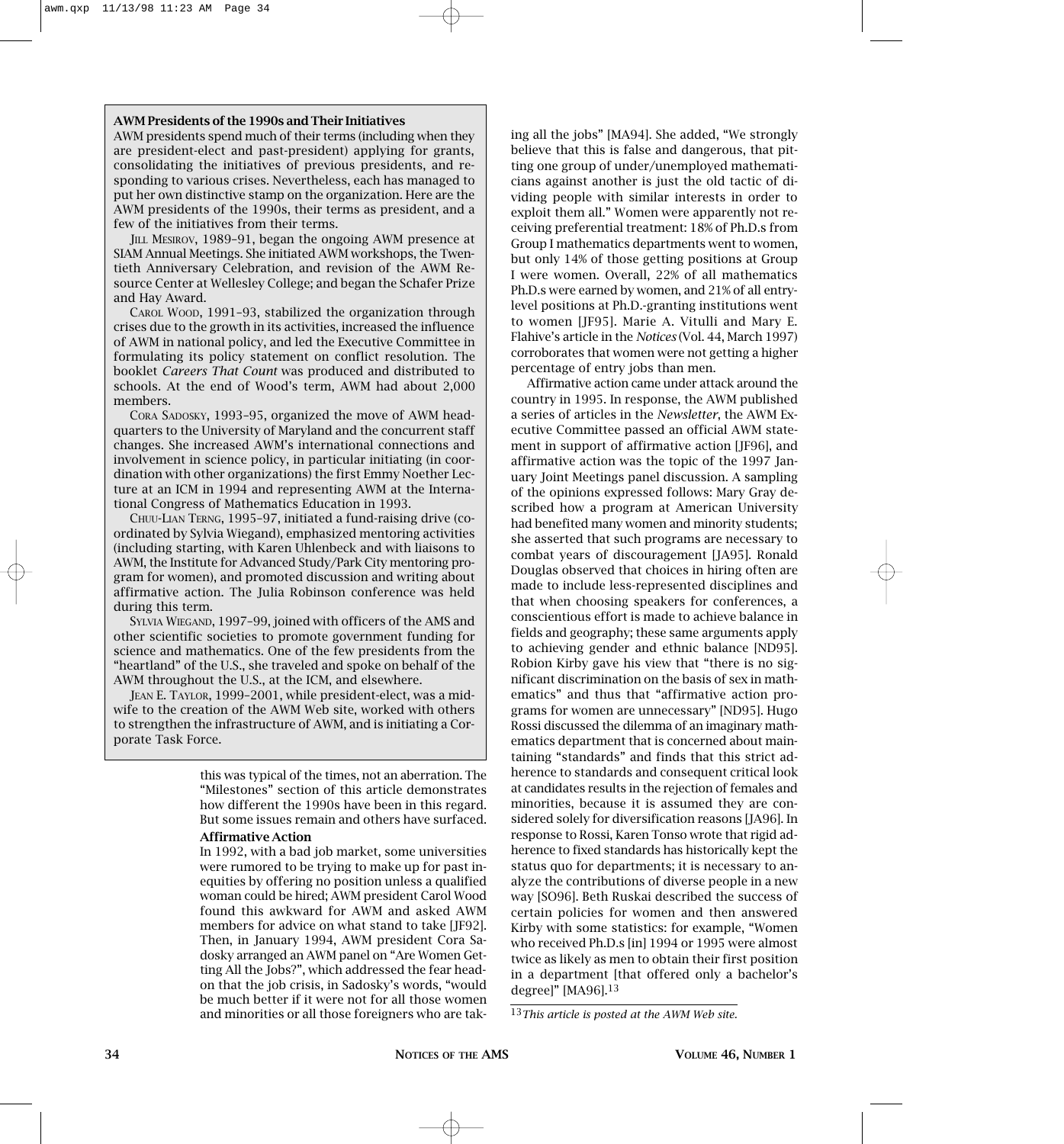**AWM Presidents of the 1990s and Their Initiatives**

AWM presidents spend much of their terms (including when they are president-elect and past-president) applying for grants, consolidating the initiatives of previous presidents, and responding to various crises. Nevertheless, each has managed to put her own distinctive stamp on the organization. Here are the AWM presidents of the 1990s, their terms as president, and a few of the initiatives from their terms.

JILL MESIROV, 1989–91, began the ongoing AWM presence at SIAM Annual Meetings. She initiated AWM workshops, the Twentieth Anniversary Celebration, and revision of the AWM Resource Center at Wellesley College; and began the Schafer Prize and Hay Award.

CAROL WOOD, 1991–93, stabilized the organization through crises due to the growth in its activities, increased the influence of AWM in national policy, and led the Executive Committee in formulating its policy statement on conflict resolution. The booklet *Careers That Count* was produced and distributed to schools. At the end of Wood's term, AWM had about 2,000 members.

CORA SADOSKY, 1993–95, organized the move of AWM headquarters to the University of Maryland and the concurrent staff changes. She increased AWM's international connections and involvement in science policy, in particular initiating (in coordination with other organizations) the first Emmy Noether Lecture at an ICM in 1994 and representing AWM at the International Congress of Mathematics Education in 1993.

CHUU-LIAN TERNG, 1995–97, initiated a fund-raising drive (coordinated by Sylvia Wiegand), emphasized mentoring activities (including starting, with Karen Uhlenbeck and with liaisons to AWM, the Institute for Advanced Study/Park City mentoring program for women), and promoted discussion and writing about affirmative action. The Julia Robinson conference was held during this term.

SYLVIA WIEGAND, 1997–99, joined with officers of the AMS and other scientific societies to promote government funding for science and mathematics. One of the few presidents from the "heartland" of the U.S., she traveled and spoke on behalf of the AWM throughout the U.S., at the ICM, and elsewhere.

JEAN E. TAYLOR, 1999–2001, while president-elect, was a midwife to the creation of the AWM Web site, worked with others to strengthen the infrastructure of AWM, and is initiating a Corporate Task Force.

this was typical of the times, not an aberration. The "Milestones" section of this article demonstrates how different the 1990s have been in this regard. But some issues remain and others have surfaced.

**Affirmative Action**

In 1992, with a bad job market, some universities were rumored to be trying to make up for past inequities by offering no position unless a qualified woman could be hired; AWM president Carol Wood found this awkward for AWM and asked AWM members for advice on what stand to take [JF92]. Then, in January 1994, AWM president Cora Sadosky arranged an AWM panel on "Are Women Getting All the Jobs?", which addressed the fear head-on that the job crisis, in Sadosky's words, "would be much better if it were not for all those women and minorities or all those foreigners who are taking all the jobs" [MA94]. She added, "We strongly believe that this is false and dangerous, that pitting one group of under/unemployed mathematicians against another is just the old tactic of dividing people with similar interests in order to exploit them all." Women were apparently not receiving preferential treatment: 18% of Ph.D.s from Group I mathematics departments went to women, but only 14% of those getting positions at Group I were women. Overall, 22% of all mathematics Ph.D.s were earned by women, and 21% of all entry-level positions at Ph.D.-granting institutions went to women [JF95]. Marie A. Vitulli and Mary E. Flahive's article in the *Notices* (Vol. 44, March 1997) corroborates that women were not getting a higher percentage of entry jobs than men.

Affirmative action came under attack around the country in 1995. In response, the AWM published a series of articles in the *Newsletter*, the AWM Executive Committee passed an official AWM statement in support of affirmative action [JF96], and affirmative action was the topic of the 1997 January Joint Meetings panel discussion. A sampling of the opinions expressed follows: Mary Gray described how a program at American University had benefited many women and minority students; she asserted that such programs are necessary to combat years of discouragement [JA95]. Ronald Douglas observed that choices in hiring often are made to include less-represented disciplines and that when choosing speakers for conferences, a conscientious effort is made to achieve balance in fields and geography; these same arguments apply to achieving gender and ethnic balance [ND95]. Robion Kirby gave his view that "there is no significant discrimination on the basis of sex in mathematics" and thus that "affirmative action programs for women are unnecessary" [ND95]. Hugo Rossi discussed the dilemma of an imaginary mathematics department that is concerned about maintaining "standards" and finds that this strict adherence to standards and consequent critical look at candidates results in the rejection of females and minorities, because it is assumed they are considered solely for diversification reasons [JA96]. In response to Rossi, Karen Tonso wrote that rigid adherence to fixed standards has historically kept the status quo for departments; it is necessary to analyze the contributions of diverse people in a new way [SO96]. Beth Ruskai described the success of certain policies for women and then answered Kirby with some statistics: for example, "Women who received Ph.D.s [in] 1994 or 1995 were almost twice as likely as men to obtain their first position in a department [that offered only a bachelor's degree]" [MA96].[13]

[13] *This article is posted at the AWM Web site.*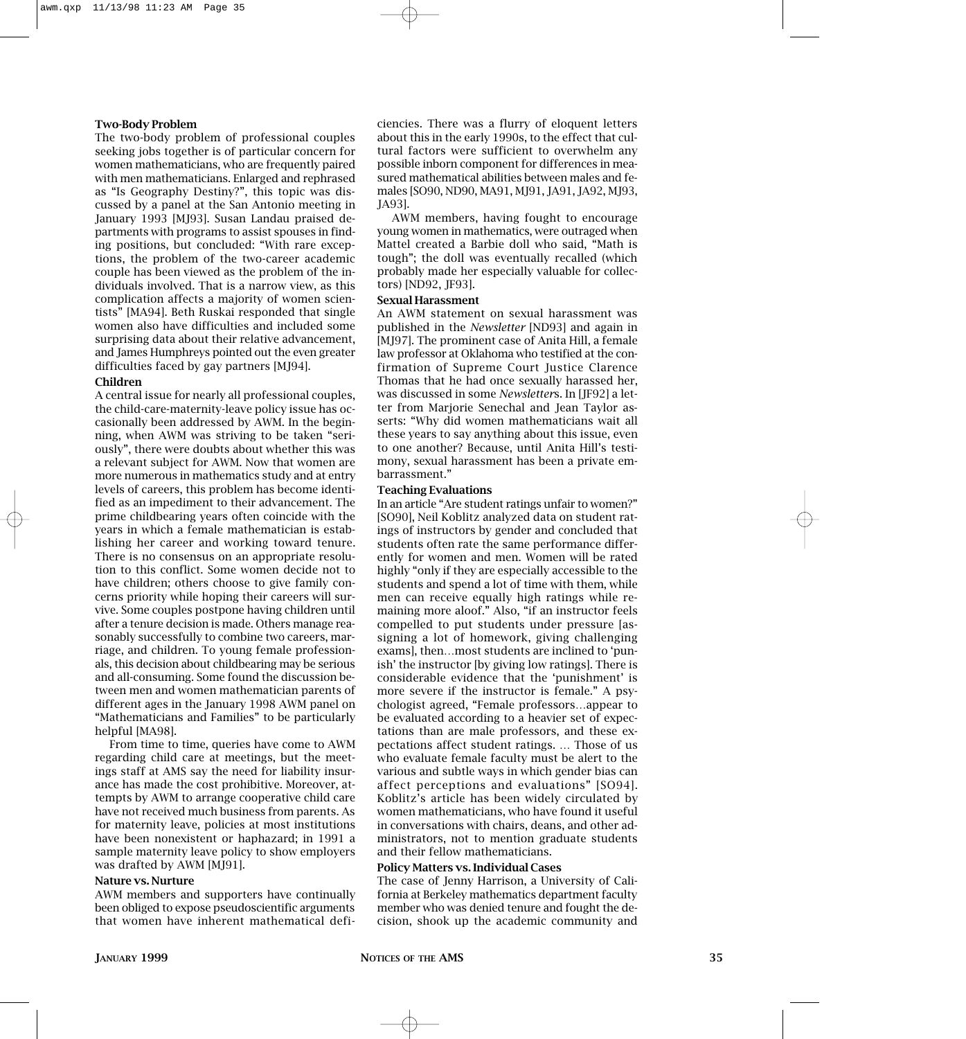**Two-Body Problem**

The two-body problem of professional couples seeking jobs together is of particular concern for women mathematicians, who are frequently paired with men mathematicians. Enlarged and rephrased as "Is Geography Destiny?", this topic was discussed by a panel at the San Antonio meeting in January 1993 [MJ93]. Susan Landau praised departments with programs to assist spouses in finding positions, but concluded: "With rare exceptions, the problem of the two-career academic couple has been viewed as the problem of the individuals involved. That is a narrow view, as this complication affects a majority of women scientists" [MA94]. Beth Ruskai responded that single women also have difficulties and included some surprising data about their relative advancement, and James Humphreys pointed out the even greater difficulties faced by gay partners [MJ94].

**Children**

A central issue for nearly all professional couples, the child-care-maternity-leave policy issue has occasionally been addressed by AWM. In the beginning, when AWM was striving to be taken "seriously", there were doubts about whether this was a relevant subject for AWM. Now that women are more numerous in mathematics study and at entry levels of careers, this problem has become identified as an impediment to their advancement. The prime childbearing years often coincide with the years in which a female mathematician is establishing her career and working toward tenure. There is no consensus on an appropriate resolution to this conflict. Some women decide not to have children; others choose to give family concerns priority while hoping their careers will survive. Some couples postpone having children until after a tenure decision is made. Others manage reasonably successfully to combine two careers, marriage, and children. To young female professionals, this decision about childbearing may be serious and all-consuming. Some found the discussion between men and women mathematician parents of different ages in the January 1998 AWM panel on "Mathematicians and Families" to be particularly helpful [MA98].

From time to time, queries have come to AWM regarding child care at meetings, but the meetings staff at AMS say the need for liability insurance has made the cost prohibitive. Moreover, attempts by AWM to arrange cooperative child care have not received much business from parents. As for maternity leave, policies at most institutions have been nonexistent or haphazard; in 1991 a sample maternity leave policy to show employers was drafted by AWM [MJ91].

**Nature vs. Nurture**

AWM members and supporters have continually been obliged to expose pseudoscientific arguments that women have inherent mathematical deficiencies. There was a flurry of eloquent letters about this in the early 1990s, to the effect that cultural factors were sufficient to overwhelm any possible inborn component for differences in measured mathematical abilities between males and females [SO90, ND90, MA91, MJ91, JA91, JA92, MJ93, JA93].

AWM members, having fought to encourage young women in mathematics, were outraged when Mattel created a Barbie doll who said, "Math is tough"; the doll was eventually recalled (which probably made her especially valuable for collectors) [ND92, JF93].

**Sexual Harassment**

An AWM statement on sexual harassment was published in the *Newsletter* [ND93] and again in [MJ97]. The prominent case of Anita Hill, a female law professor at Oklahoma who testified at the confirmation of Supreme Court Justice Clarence Thomas that he had once sexually harassed her, was discussed in some *Newsletter*s. In [JF92] a letter from Marjorie Senechal and Jean Taylor asserts: "Why did women mathematicians wait all these years to say anything about this issue, even to one another? Because, until Anita Hill's testimony, sexual harassment has been a private embarrassment."

**Teaching Evaluations**

In an article "Are student ratings unfair to women?" [SO90], Neil Koblitz analyzed data on student ratings of instructors by gender and concluded that students often rate the same performance differently for women and men. Women will be rated highly "only if they are especially accessible to the students and spend a lot of time with them, while men can receive equally high ratings while remaining more aloof." Also, "if an instructor feels compelled to put students under pressure [assigning a lot of homework, giving challenging exams], then…most students are inclined to 'punish' the instructor [by giving low ratings]. There is considerable evidence that the 'punishment' is more severe if the instructor is female." A psychologist agreed, "Female professors…appear to be evaluated according to a heavier set of expectations than are male professors, and these expectations affect student ratings. … Those of us who evaluate female faculty must be alert to the various and subtle ways in which gender bias can affect perceptions and evaluations" [SO94]. Koblitz's article has been widely circulated by women mathematicians, who have found it useful in conversations with chairs, deans, and other administrators, not to mention graduate students and their fellow mathematicians.

**Policy Matters vs. Individual Cases**

The case of Jenny Harrison, a University of California at Berkeley mathematics department faculty member who was denied tenure and fought the decision, shook up the academic community and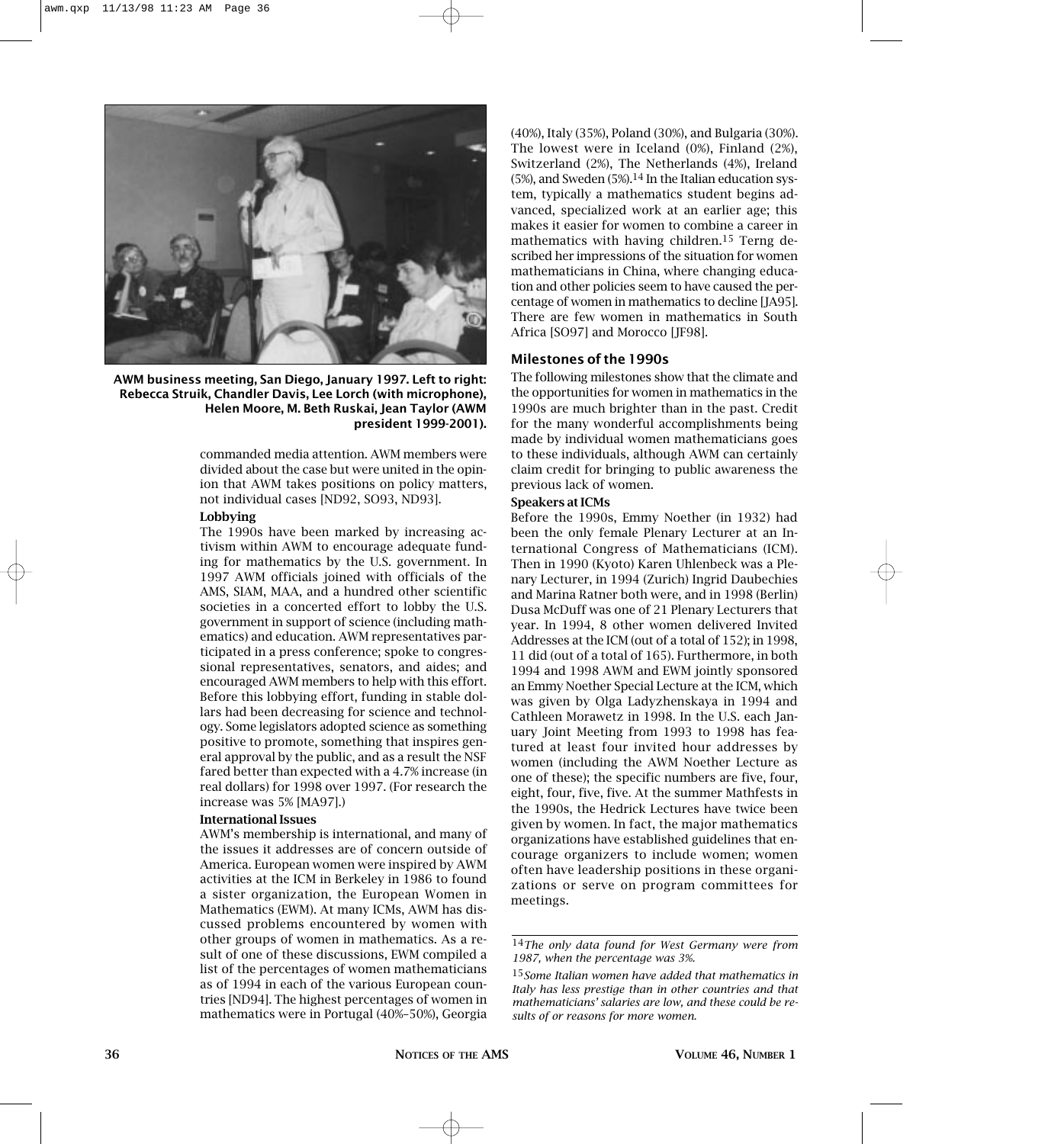AWM business meeting, San Diego, January 1997. Left to right: Rebecca Struik, Chandler Davis, Lee Lorch (with microphone), Helen Moore, M. Beth Ruskai, Jean Taylor (AWM president 1999-2001).

commanded media attention. AWM members were divided about the case but were united in the opinion that AWM takes positions on policy matters, not individual cases [ND92, SO93, ND93].

**Lobbying**

The 1990s have been marked by increasing activism within AWM to encourage adequate funding for mathematics by the U.S. government. In 1997 AWM officials joined with officials of the AMS, SIAM, MAA, and a hundred other scientific societies in a concerted effort to lobby the U.S. government in support of science (including mathematics) and education. AWM representatives participated in a press conference; spoke to congressional representatives, senators, and aides; and encouraged AWM members to help with this effort. Before this lobbying effort, funding in stable dollars had been decreasing for science and technology. Some legislators adopted science as something positive to promote, something that inspires general approval by the public, and as a result the NSF fared better than expected with a 4.7% increase (in real dollars) for 1998 over 1997. (For research the increase was 5% [MA97].)

**International Issues**

AWM's membership is international, and many of the issues it addresses are of concern outside of America. European women were inspired by AWM activities at the ICM in Berkeley in 1986 to found a sister organization, the European Women in Mathematics (EWM). At many ICMs, AWM has discussed problems encountered by women with other groups of women in mathematics. As a result of one of these discussions, EWM compiled a list of the percentages of women mathematicians as of 1994 in each of the various European countries [ND94]. The highest percentages of women in mathematics were in Portugal (40%–50%), Georgia (40%), Italy (35%), Poland (30%), and Bulgaria (30%). The lowest were in Iceland (0%), Finland (2%), Switzerland (2%), The Netherlands (4%), Ireland (5%), and Sweden (5%).[14] In the Italian education system, typically a mathematics student begins advanced, specialized work at an earlier age; this makes it easier for women to combine a career in mathematics with having children.[15] Terng described her impressions of the situation for women mathematicians in China, where changing education and other policies seem to have caused the percentage of women in mathematics to decline [JA95]. There are few women in mathematics in South Africa [SO97] and Morocco [JF98].

## Milestones of the 1990s

The following milestones show that the climate and the opportunities for women in mathematics in the 1990s are much brighter than in the past. Credit for the many wonderful accomplishments being made by individual women mathematicians goes to these individuals, although AWM can certainly claim credit for bringing to public awareness the previous lack of women.

**Speakers at ICMs**

Before the 1990s, Emmy Noether (in 1932) had been the only female Plenary Lecturer at an International Congress of Mathematicians (ICM). Then in 1990 (Kyoto) Karen Uhlenbeck was a Plenary Lecturer, in 1994 (Zurich) Ingrid Daubechies and Marina Ratner both were, and in 1998 (Berlin) Dusa McDuff was one of 21 Plenary Lecturers that year. In 1994, 8 other women delivered Invited Addresses at the ICM (out of a total of 152); in 1998, 11 did (out of a total of 165). Furthermore, in both 1994 and 1998 AWM and EWM jointly sponsored an Emmy Noether Special Lecture at the ICM, which was given by Olga Ladyzhenskaya in 1994 and Cathleen Morawetz in 1998. In the U.S. each January Joint Meeting from 1993 to 1998 has featured at least four invited hour addresses by women (including the AWM Noether Lecture as one of these); the specific numbers are five, four, eight, four, five, five. At the summer Mathfests in the 1990s, the Hedrick Lectures have twice been given by women. In fact, the major mathematics organizations have established guidelines that encourage organizers to include women; women often have leadership positions in these organizations or serve on program committees for meetings.

---

[14] *The only data found for West Germany were from 1987, when the percentage was 3%.*

[15] *Some Italian women have added that mathematics in Italy has less prestige than in other countries and that mathematicians' salaries are low, and these could be results of or reasons for more women.*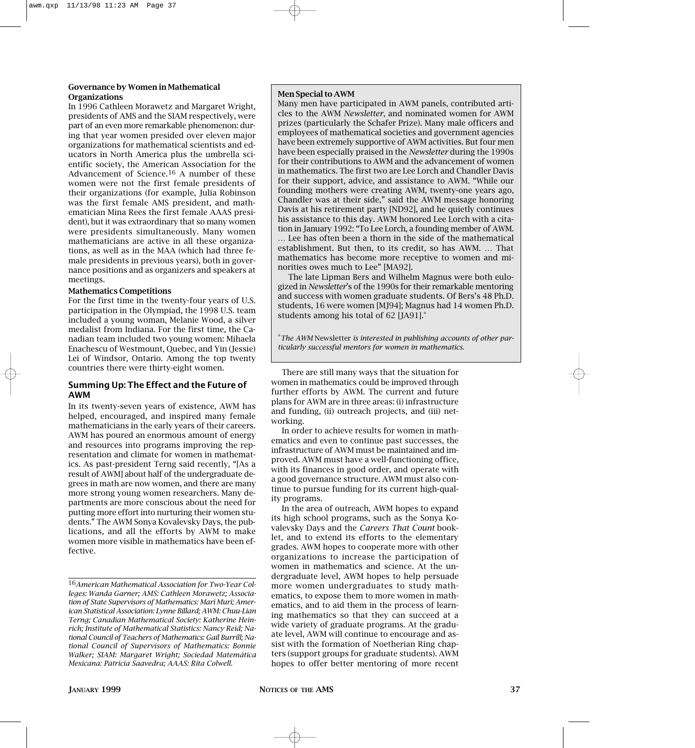**Governance by Women in Mathematical Organizations**

In 1996 Cathleen Morawetz and Margaret Wright, presidents of AMS and the SIAM respectively, were part of an even more remarkable phenomenon: during that year women presided over eleven major organizations for mathematical scientists and educators in North America plus the umbrella scientific society, the American Association for the Advancement of Science.[16] A number of these women were not the first female presidents of their organizations (for example, Julia Robinson was the first female AMS president, and mathematician Mina Rees the first female AAAS president), but it was extraordinary that so many women were presidents simultaneously. Many women mathematicians are active in all these organizations, as well as in the MAA (which had three female presidents in previous years), both in governance positions and as organizers and speakers at meetings.

**Mathematics Competitions**

For the first time in the twenty-four years of U.S. participation in the Olympiad, the 1998 U.S. team included a young woman, Melanie Wood, a silver medalist from Indiana. For the first time, the Canadian team included two young women: Mihaela Enachescu of Westmount, Quebec, and Yin (Jessie) Lei of Windsor, Ontario. Among the top twenty countries there were thirty-eight women.

## Summing Up: The Effect and the Future of AWM

In its twenty-seven years of existence, AWM has helped, encouraged, and inspired many female mathematicians in the early years of their careers. AWM has poured an enormous amount of energy and resources into programs improving the representation and climate for women in mathematics. As past-president Terng said recently, "[As a result of AWM] about half of the undergraduate degrees in math are now women, and there are many more strong young women researchers. Many departments are more conscious about the need for putting more effort into nurturing their women students." The AWM Sonya Kovalevsky Days, the publications, and all the efforts by AWM to make women more visible in mathematics have been effective.

> **Men Special to AWM**
>
> Many men have participated in AWM panels, contributed articles to the AWM *Newsletter*, and nominated women for AWM prizes (particularly the Schafer Prize). Many male officers and employees of mathematical societies and government agencies have been extremely supportive of AWM activities. But four men have been especially praised in the *Newsletter* during the 1990s for their contributions to AWM and the advancement of women in mathematics. The first two are Lee Lorch and Chandler Davis for their support, advice, and assistance to AWM. "While our founding mothers were creating AWM, twenty-one years ago, Chandler was at their side," said the AWM message honoring Davis at his retirement party [ND92], and he quietly continues his assistance to this day. AWM honored Lee Lorch with a citation in January 1992: "To Lee Lorch, a founding member of AWM. … Lee has often been a thorn in the side of the mathematical establishment. But then, to its credit, so has AWM. … That mathematics has become more receptive to women and minorities owes much to Lee" [MA92].
>
> The late Lipman Bers and Wilhelm Magnus were both eulogized in *Newsletter*'s of the 1990s for their remarkable mentoring and success with women graduate students. Of Bers's 48 Ph.D. students, 16 were women [MJ94]; Magnus had 14 women Ph.D. students among his total of 62 [JA91].*
>
> **The AWM* Newsletter *is interested in publishing accounts of other particularly successful mentors for women in mathematics.*

There are still many ways that the situation for women in mathematics could be improved through further efforts by AWM. The current and future plans for AWM are in three areas: (i) infrastructure and funding, (ii) outreach projects, and (iii) networking.

In order to achieve results for women in mathematics and even to continue past successes, the infrastructure of AWM must be maintained and improved. AWM must have a well-functioning office, with its finances in good order, and operate with a good governance structure. AWM must also continue to pursue funding for its current high-quality programs.

In the area of outreach, AWM hopes to expand its high school programs, such as the Sonya Kovalevsky Days and the *Careers That Count* booklet, and to extend its efforts to the elementary grades. AWM hopes to cooperate more with other organizations to increase the participation of women in mathematics and science. At the undergraduate level, AWM hopes to help persuade more women undergraduates to study mathematics, to expose them to more women in mathematics, and to aid them in the process of learning mathematics so that they can succeed at a wide variety of graduate programs. At the graduate level, AWM will continue to encourage and assist with the formation of Noetherian Ring chapters (support groups for graduate students). AWM hopes to offer better mentoring of more recent

---

[16] *American Mathematical Association for Two-Year Colleges: Wanda Garner; AMS: Cathleen Morawetz; Association of State Supervisors of Mathematics: Mari Muri; American Statistical Association: Lynne Billard; AWM: Chuu-Lian Terng; Canadian Mathematical Society: Katherine Heinrich; Institute of Mathematical Statistics: Nancy Reid; National Council of Teachers of Mathematics: Gail Burrill; National Council of Supervisors of Mathematics: Bonnie Walker; SIAM: Margaret Wright; Sociedad Matemática Mexicana: Patricia Saavedra; AAAS: Rita Colwell.*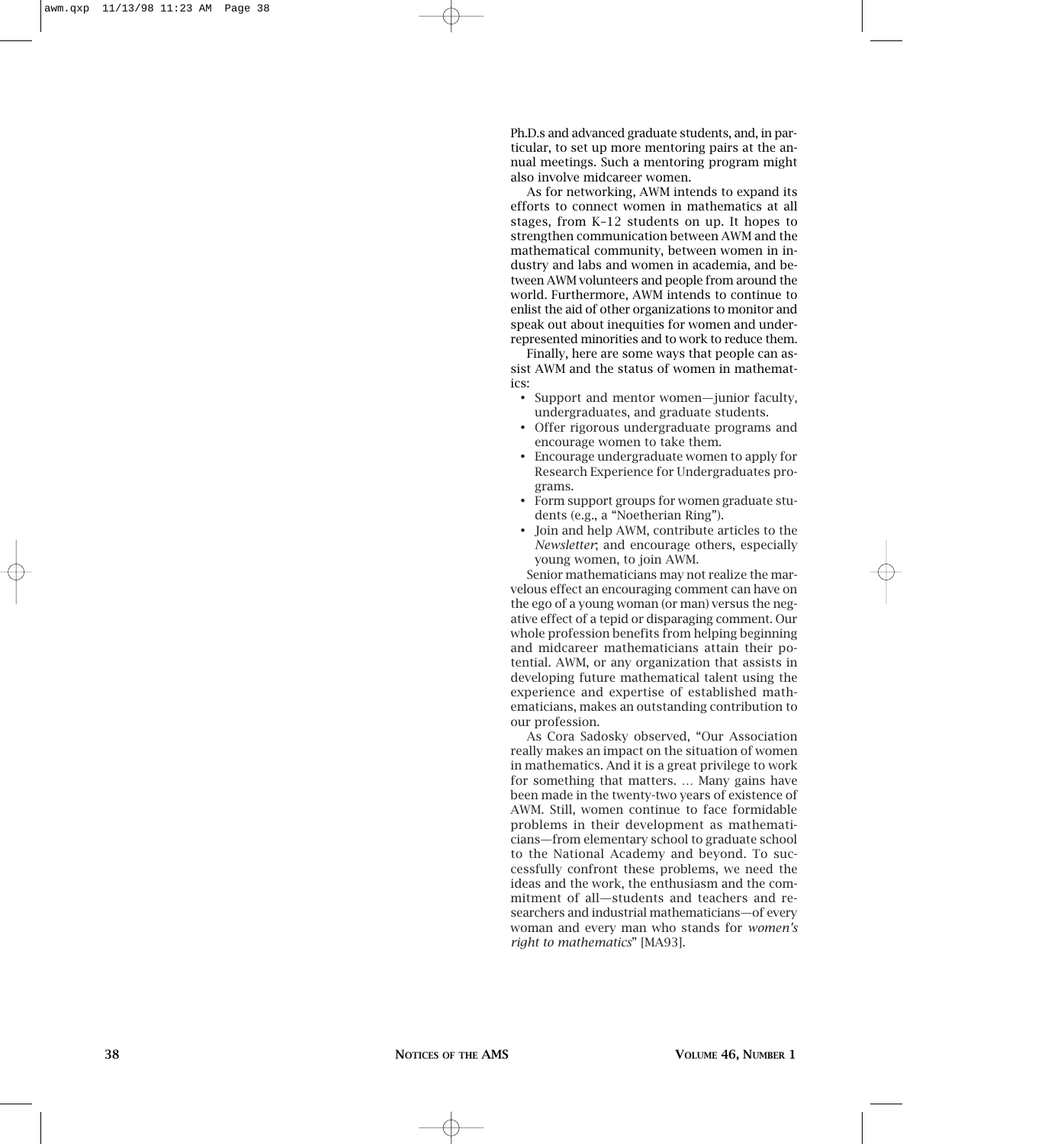Ph.D.s and advanced graduate students, and, in particular, to set up more mentoring pairs at the annual meetings. Such a mentoring program might also involve midcareer women.

As for networking, AWM intends to expand its efforts to connect women in mathematics at all stages, from K–12 students on up. It hopes to strengthen communication between AWM and the mathematical community, between women in industry and labs and women in academia, and between AWM volunteers and people from around the world. Furthermore, AWM intends to continue to enlist the aid of other organizations to monitor and speak out about inequities for women and underrepresented minorities and to work to reduce them.

Finally, here are some ways that people can assist AWM and the status of women in mathematics:

- Support and mentor women—junior faculty, undergraduates, and graduate students.
- Offer rigorous undergraduate programs and encourage women to take them.
- Encourage undergraduate women to apply for Research Experience for Undergraduates programs.
- Form support groups for women graduate students (e.g., a "Noetherian Ring").
- Join and help AWM, contribute articles to the *Newsletter*; and encourage others, especially young women, to join AWM.

Senior mathematicians may not realize the marvelous effect an encouraging comment can have on the ego of a young woman (or man) versus the negative effect of a tepid or disparaging comment. Our whole profession benefits from helping beginning and midcareer mathematicians attain their potential. AWM, or any organization that assists in developing future mathematical talent using the experience and expertise of established mathematicians, makes an outstanding contribution to our profession.

As Cora Sadosky observed, "Our Association really makes an impact on the situation of women in mathematics. And it is a great privilege to work for something that matters. ... Many gains have been made in the twenty-two years of existence of AWM. Still, women continue to face formidable problems in their development as mathematicians—from elementary school to graduate school to the National Academy and beyond. To successfully confront these problems, we need the ideas and the work, the enthusiasm and the commitment of all—students and teachers and researchers and industrial mathematicians—of every woman and every man who stands for *women's right to mathematics*" [MA93].